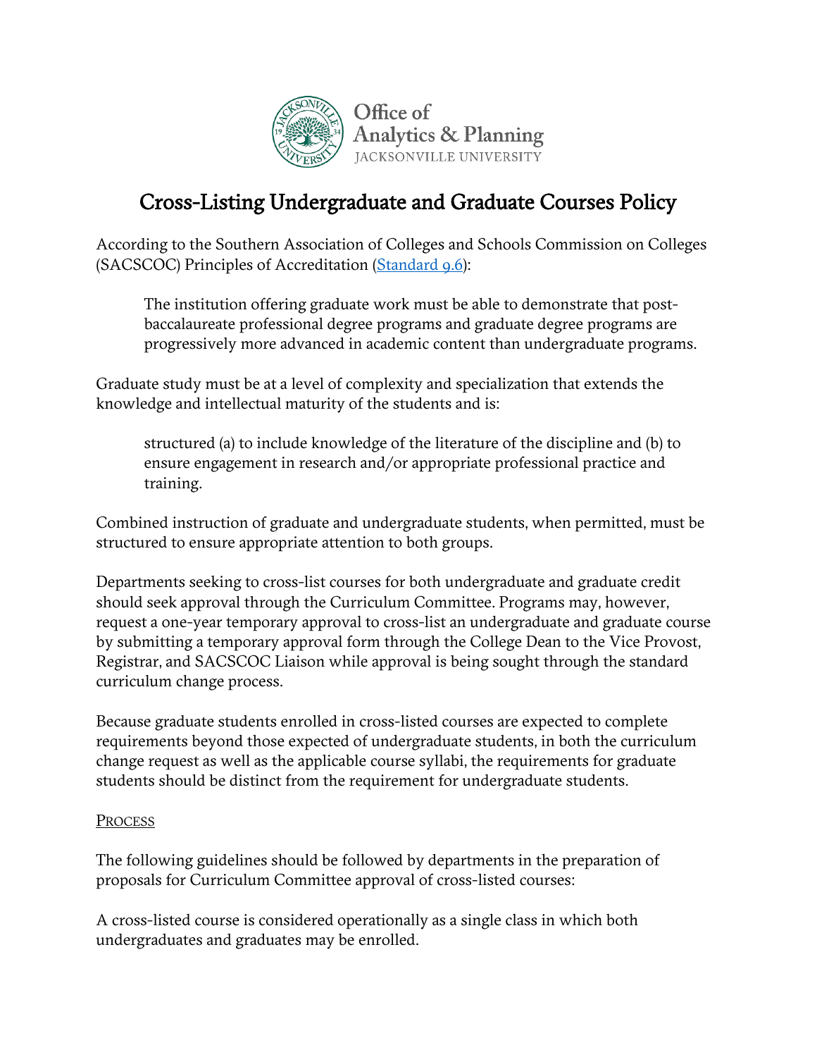Office of Analytics & Planning
JACKSONVILLE UNIVERSITY

# Cross-Listing Undergraduate and Graduate Courses Policy

According to the Southern Association of Colleges and Schools Commission on Colleges (SACSCOC) Principles of Accreditation (Standard 9.6):

> The institution offering graduate work must be able to demonstrate that post-baccalaureate professional degree programs and graduate degree programs are progressively more advanced in academic content than undergraduate programs.

Graduate study must be at a level of complexity and specialization that extends the knowledge and intellectual maturity of the students and is:

> structured (a) to include knowledge of the literature of the discipline and (b) to ensure engagement in research and/or appropriate professional practice and training.

Combined instruction of graduate and undergraduate students, when permitted, must be structured to ensure appropriate attention to both groups.

Departments seeking to cross-list courses for both undergraduate and graduate credit should seek approval through the Curriculum Committee. Programs may, however, request a one-year temporary approval to cross-list an undergraduate and graduate course by submitting a temporary approval form through the College Dean to the Vice Provost, Registrar, and SACSCOC Liaison while approval is being sought through the standard curriculum change process.

Because graduate students enrolled in cross-listed courses are expected to complete requirements beyond those expected of undergraduate students, in both the curriculum change request as well as the applicable course syllabi, the requirements for graduate students should be distinct from the requirement for undergraduate students.

## PROCESS

The following guidelines should be followed by departments in the preparation of proposals for Curriculum Committee approval of cross-listed courses:

A cross-listed course is considered operationally as a single class in which both undergraduates and graduates may be enrolled.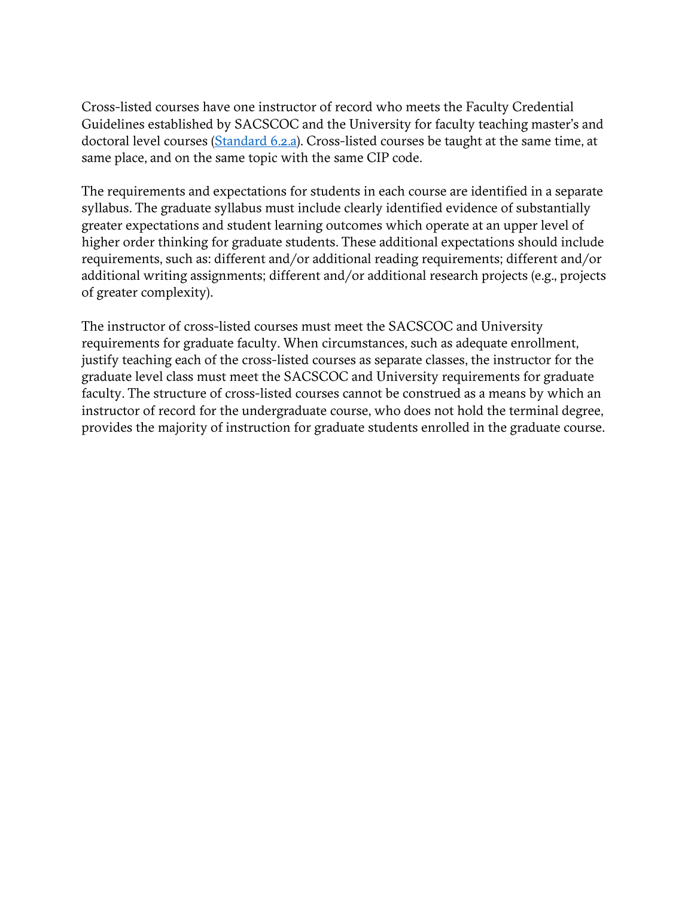Cross-listed courses have one instructor of record who meets the Faculty Credential Guidelines established by SACSCOC and the University for faculty teaching master's and doctoral level courses ([Standard 6.2.a](Standard 6.2.a)). Cross-listed courses be taught at the same time, at same place, and on the same topic with the same CIP code.

The requirements and expectations for students in each course are identified in a separate syllabus. The graduate syllabus must include clearly identified evidence of substantially greater expectations and student learning outcomes which operate at an upper level of higher order thinking for graduate students. These additional expectations should include requirements, such as: different and/or additional reading requirements; different and/or additional writing assignments; different and/or additional research projects (e.g., projects of greater complexity).

The instructor of cross-listed courses must meet the SACSCOC and University requirements for graduate faculty. When circumstances, such as adequate enrollment, justify teaching each of the cross-listed courses as separate classes, the instructor for the graduate level class must meet the SACSCOC and University requirements for graduate faculty. The structure of cross-listed courses cannot be construed as a means by which an instructor of record for the undergraduate course, who does not hold the terminal degree, provides the majority of instruction for graduate students enrolled in the graduate course.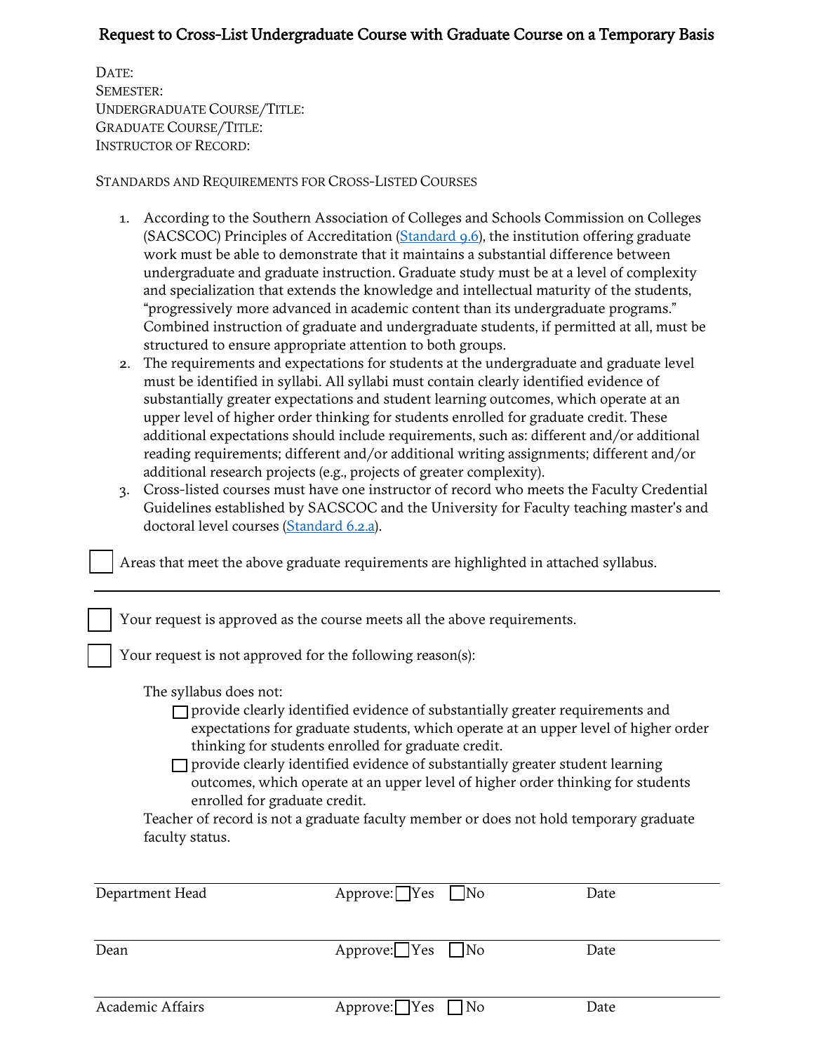# Request to Cross-List Undergraduate Course with Graduate Course on a Temporary Basis

DATE:
SEMESTER:
UNDERGRADUATE COURSE/TITLE:
GRADUATE COURSE/TITLE:
INSTRUCTOR OF RECORD:

STANDARDS AND REQUIREMENTS FOR CROSS-LISTED COURSES

1. According to the Southern Association of Colleges and Schools Commission on Colleges (SACSCOC) Principles of Accreditation (Standard 9.6), the institution offering graduate work must be able to demonstrate that it maintains a substantial difference between undergraduate and graduate instruction. Graduate study must be at a level of complexity and specialization that extends the knowledge and intellectual maturity of the students, "progressively more advanced in academic content than its undergraduate programs." Combined instruction of graduate and undergraduate students, if permitted at all, must be structured to ensure appropriate attention to both groups.
2. The requirements and expectations for students at the undergraduate and graduate level must be identified in syllabi. All syllabi must contain clearly identified evidence of substantially greater expectations and student learning outcomes, which operate at an upper level of higher order thinking for students enrolled for graduate credit. These additional expectations should include requirements, such as: different and/or additional reading requirements; different and/or additional writing assignments; different and/or additional research projects (e.g., projects of greater complexity).
3. Cross-listed courses must have one instructor of record who meets the Faculty Credential Guidelines established by SACSCOC and the University for Faculty teaching master's and doctoral level courses (Standard 6.2.a).

☐ Areas that meet the above graduate requirements are highlighted in attached syllabus.

---

☐ Your request is approved as the course meets all the above requirements.

☐ Your request is not approved for the following reason(s):

The syllabus does not:

- ☐ provide clearly identified evidence of substantially greater requirements and expectations for graduate students, which operate at an upper level of higher order thinking for students enrolled for graduate credit.
- ☐ provide clearly identified evidence of substantially greater student learning outcomes, which operate at an upper level of higher order thinking for students enrolled for graduate credit.

Teacher of record is not a graduate faculty member or does not hold temporary graduate faculty status.

| | | |
|---|---|---|
| Department Head | Approve: ☐Yes ☐No | Date |
| Dean | Approve: ☐Yes ☐No | Date |
| Academic Affairs | Approve: ☐Yes ☐No | Date |